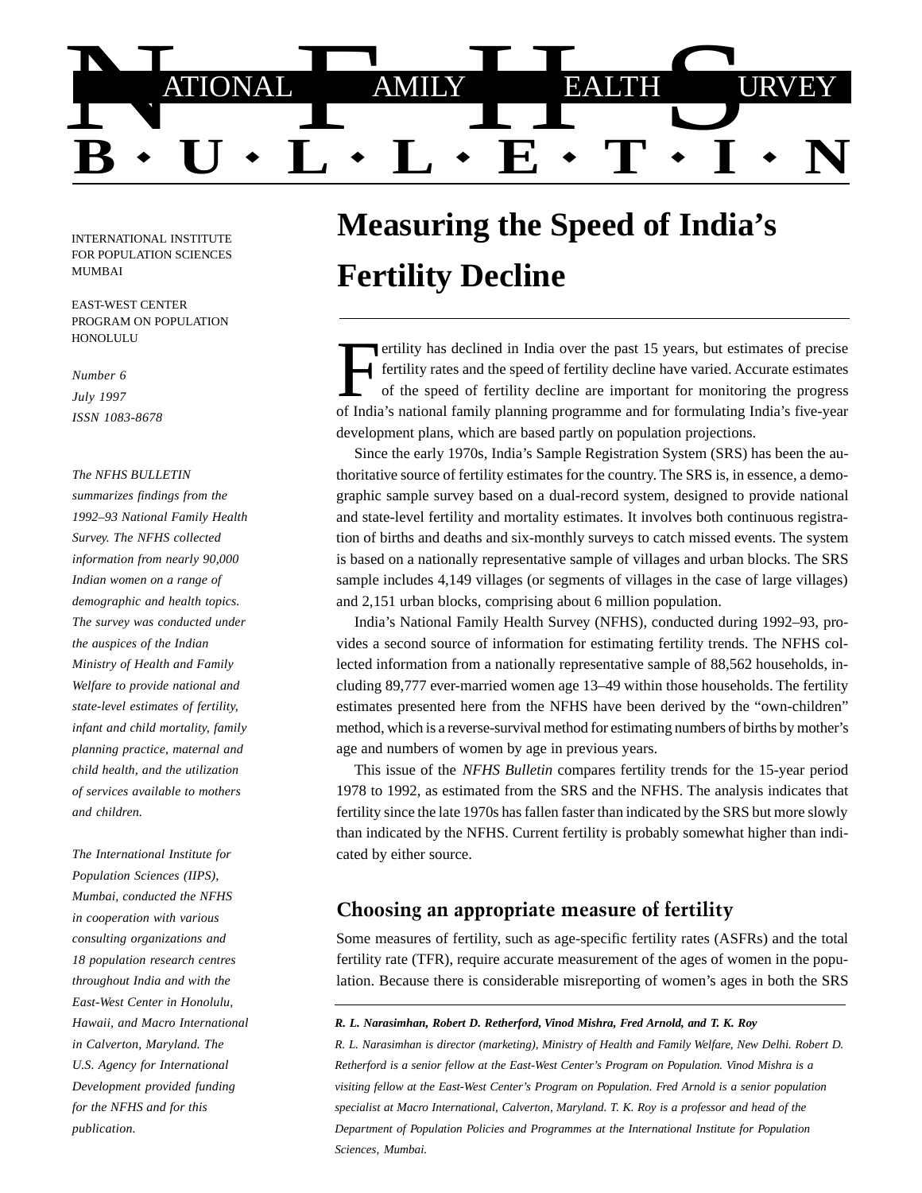# NATIONAL FAMILY HEALTH SURVEY BULLETIN

INTERNATIONAL INSTITUTE FOR POPULATION SCIENCES MUMBAI

EAST-WEST CENTER PROGRAM ON POPULATION HONOLULU

*Number 6*
*July 1997*
*ISSN 1083-8678*

*The NFHS BULLETIN summarizes findings from the 1992–93 National Family Health Survey. The NFHS collected information from nearly 90,000 Indian women on a range of demographic and health topics. The survey was conducted under the auspices of the Indian Ministry of Health and Family Welfare to provide national and state-level estimates of fertility, infant and child mortality, family planning practice, maternal and child health, and the utilization of services available to mothers and children.*

*The International Institute for Population Sciences (IIPS), Mumbai, conducted the NFHS in cooperation with various consulting organizations and 18 population research centres throughout India and with the East-West Center in Honolulu, Hawaii, and Macro International in Calverton, Maryland. The U.S. Agency for International Development provided funding for the NFHS and for this publication.*

# Measuring the Speed of India's Fertility Decline

Fertility has declined in India over the past 15 years, but estimates of precise fertility rates and the speed of fertility decline have varied. Accurate estimates of the speed of fertility decline are important for monitoring the progress of India's national family planning programme and for formulating India's five-year development plans, which are based partly on population projections.

Since the early 1970s, India's Sample Registration System (SRS) has been the authoritative source of fertility estimates for the country. The SRS is, in essence, a demographic sample survey based on a dual-record system, designed to provide national and state-level fertility and mortality estimates. It involves both continuous registration of births and deaths and six-monthly surveys to catch missed events. The system is based on a nationally representative sample of villages and urban blocks. The SRS sample includes 4,149 villages (or segments of villages in the case of large villages) and 2,151 urban blocks, comprising about 6 million population.

India's National Family Health Survey (NFHS), conducted during 1992–93, provides a second source of information for estimating fertility trends. The NFHS collected information from a nationally representative sample of 88,562 households, including 89,777 ever-married women age 13–49 within those households. The fertility estimates presented here from the NFHS have been derived by the "own-children" method, which is a reverse-survival method for estimating numbers of births by mother's age and numbers of women by age in previous years.

This issue of the *NFHS Bulletin* compares fertility trends for the 15-year period 1978 to 1992, as estimated from the SRS and the NFHS. The analysis indicates that fertility since the late 1970s has fallen faster than indicated by the SRS but more slowly than indicated by the NFHS. Current fertility is probably somewhat higher than indicated by either source.

## Choosing an appropriate measure of fertility

Some measures of fertility, such as age-specific fertility rates (ASFRs) and the total fertility rate (TFR), require accurate measurement of the ages of women in the population. Because there is considerable misreporting of women's ages in both the SRS

***R. L. Narasimhan, Robert D. Retherford, Vinod Mishra, Fred Arnold, and T. K. Roy***

*R. L. Narasimhan is director (marketing), Ministry of Health and Family Welfare, New Delhi. Robert D. Retherford is a senior fellow at the East-West Center's Program on Population. Vinod Mishra is a visiting fellow at the East-West Center's Program on Population. Fred Arnold is a senior population specialist at Macro International, Calverton, Maryland. T. K. Roy is a professor and head of the Department of Population Policies and Programmes at the International Institute for Population Sciences, Mumbai.*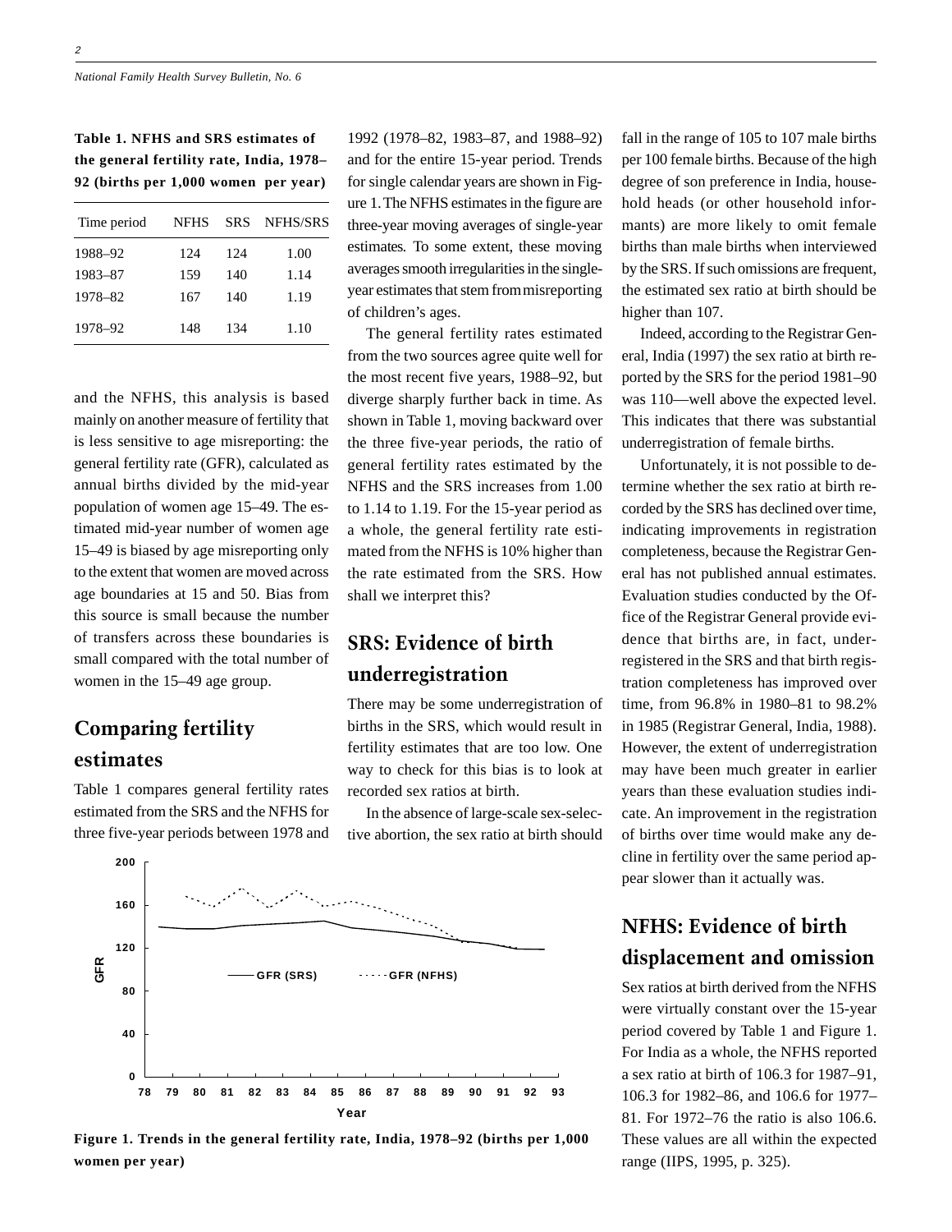**Table 1. NFHS and SRS estimates of the general fertility rate, India, 1978–92 (births per 1,000 women per year)**

| Time period | NFHS | SRS | NFHS/SRS |
|---|---|---|---|
| 1988–92 | 124 | 124 | 1.00 |
| 1983–87 | 159 | 140 | 1.14 |
| 1978–82 | 167 | 140 | 1.19 |
| 1978–92 | 148 | 134 | 1.10 |

and the NFHS, this analysis is based mainly on another measure of fertility that is less sensitive to age misreporting: the general fertility rate (GFR), calculated as annual births divided by the mid-year population of women age 15–49. The estimated mid-year number of women age 15–49 is biased by age misreporting only to the extent that women are moved across age boundaries at 15 and 50. Bias from this source is small because the number of transfers across these boundaries is small compared with the total number of women in the 15–49 age group.

## Comparing fertility estimates

Table 1 compares general fertility rates estimated from the SRS and the NFHS for three five-year periods between 1978 and 1992 (1978–82, 1983–87, and 1988–92) and for the entire 15-year period. Trends for single calendar years are shown in Figure 1. The NFHS estimates in the figure are three-year moving averages of single-year estimates. To some extent, these moving averages smooth irregularities in the single-year estimates that stem from misreporting of children's ages.

The general fertility rates estimated from the two sources agree quite well for the most recent five years, 1988–92, but diverge sharply further back in time. As shown in Table 1, moving backward over the three five-year periods, the ratio of general fertility rates estimated by the NFHS and the SRS increases from 1.00 to 1.14 to 1.19. For the 15-year period as a whole, the general fertility rate estimated from the NFHS is 10% higher than the rate estimated from the SRS. How shall we interpret this?

## SRS: Evidence of birth underregistration

There may be some underregistration of births in the SRS, which would result in fertility estimates that are too low. One way to check for this bias is to look at recorded sex ratios at birth.

In the absence of large-scale sex-selective abortion, the sex ratio at birth should fall in the range of 105 to 107 male births per 100 female births. Because of the high degree of son preference in India, household heads (or other household informants) are more likely to omit female births than male births when interviewed by the SRS. If such omissions are frequent, the estimated sex ratio at birth should be higher than 107.

Indeed, according to the Registrar General, India (1997) the sex ratio at birth reported by the SRS for the period 1981–90 was 110—well above the expected level. This indicates that there was substantial underregistration of female births.

Unfortunately, it is not possible to determine whether the sex ratio at birth recorded by the SRS has declined over time, indicating improvements in registration completeness, because the Registrar General has not published annual estimates. Evaluation studies conducted by the Office of the Registrar General provide evidence that births are, in fact, underregistered in the SRS and that birth registration completeness has improved over time, from 96.8% in 1980–81 to 98.2% in 1985 (Registrar General, India, 1988). However, the extent of underregistration may have been much greater in earlier years than these evaluation studies indicate. An improvement in the registration of births over time would make any decline in fertility over the same period appear slower than it actually was.

**Figure 1. Trends in the general fertility rate, India, 1978–92 (births per 1,000 women per year)**

## NFHS: Evidence of birth displacement and omission

Sex ratios at birth derived from the NFHS were virtually constant over the 15-year period covered by Table 1 and Figure 1. For India as a whole, the NFHS reported a sex ratio at birth of 106.3 for 1987–91, 106.3 for 1982–86, and 106.6 for 1977–81. For 1972–76 the ratio is also 106.6. These values are all within the expected range (IIPS, 1995, p. 325).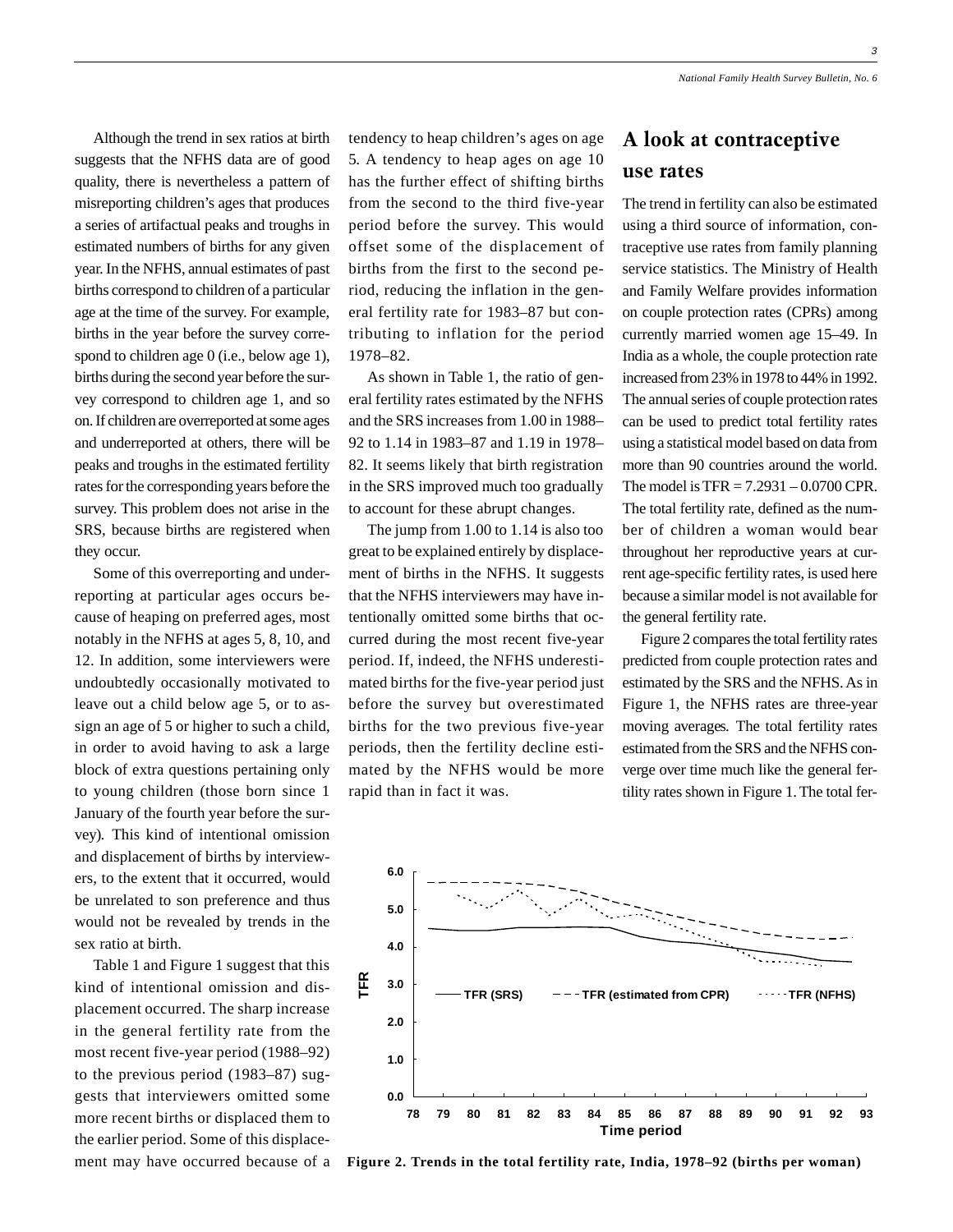Although the trend in sex ratios at birth suggests that the NFHS data are of good quality, there is nevertheless a pattern of misreporting children's ages that produces a series of artifactual peaks and troughs in estimated numbers of births for any given year. In the NFHS, annual estimates of past births correspond to children of a particular age at the time of the survey. For example, births in the year before the survey correspond to children age 0 (i.e., below age 1), births during the second year before the survey correspond to children age 1, and so on. If children are overreported at some ages and underreported at others, there will be peaks and troughs in the estimated fertility rates for the corresponding years before the survey. This problem does not arise in the SRS, because births are registered when they occur.

Some of this overreporting and underreporting at particular ages occurs because of heaping on preferred ages, most notably in the NFHS at ages 5, 8, 10, and 12. In addition, some interviewers were undoubtedly occasionally motivated to leave out a child below age 5, or to assign an age of 5 or higher to such a child, in order to avoid having to ask a large block of extra questions pertaining only to young children (those born since 1 January of the fourth year before the survey). This kind of intentional omission and displacement of births by interviewers, to the extent that it occurred, would be unrelated to son preference and thus would not be revealed by trends in the sex ratio at birth.

Table 1 and Figure 1 suggest that this kind of intentional omission and displacement occurred. The sharp increase in the general fertility rate from the most recent five-year period (1988–92) to the previous period (1983–87) suggests that interviewers omitted some more recent births or displaced them to the earlier period. Some of this displacement may have occurred because of a tendency to heap children's ages on age 5. A tendency to heap ages on age 10 has the further effect of shifting births from the second to the third five-year period before the survey. This would offset some of the displacement of births from the first to the second period, reducing the inflation in the general fertility rate for 1983–87 but contributing to inflation for the period 1978–82.

As shown in Table 1, the ratio of general fertility rates estimated by the NFHS and the SRS increases from 1.00 in 1988–92 to 1.14 in 1983–87 and 1.19 in 1978–82. It seems likely that birth registration in the SRS improved much too gradually to account for these abrupt changes.

The jump from 1.00 to 1.14 is also too great to be explained entirely by displacement of births in the NFHS. It suggests that the NFHS interviewers may have intentionally omitted some births that occurred during the most recent five-year period. If, indeed, the NFHS underestimated births for the five-year period just before the survey but overestimated births for the two previous five-year periods, then the fertility decline estimated by the NFHS would be more rapid than in fact it was.

## A look at contraceptive use rates

The trend in fertility can also be estimated using a third source of information, contraceptive use rates from family planning service statistics. The Ministry of Health and Family Welfare provides information on couple protection rates (CPRs) among currently married women age 15–49. In India as a whole, the couple protection rate increased from 23% in 1978 to 44% in 1992. The annual series of couple protection rates can be used to predict total fertility rates using a statistical model based on data from more than 90 countries around the world. The model is TFR = 7.2931 – 0.0700 CPR. The total fertility rate, defined as the number of children a woman would bear throughout her reproductive years at current age-specific fertility rates, is used here because a similar model is not available for the general fertility rate.

Figure 2 compares the total fertility rates predicted from couple protection rates and estimated by the SRS and the NFHS. As in Figure 1, the NFHS rates are three-year moving averages. The total fertility rates estimated from the SRS and the NFHS converge over time much like the general fertility rates shown in Figure 1. The total fer-

**Figure 2. Trends in the total fertility rate, India, 1978–92 (births per woman)**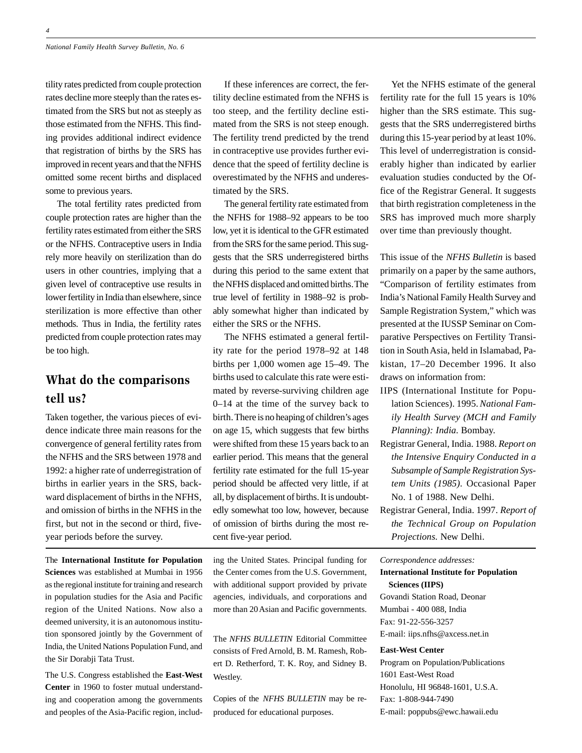tility rates predicted from couple protection rates decline more steeply than the rates estimated from the SRS but not as steeply as those estimated from the NFHS. This finding provides additional indirect evidence that registration of births by the SRS has improved in recent years and that the NFHS omitted some recent births and displaced some to previous years.

The total fertility rates predicted from couple protection rates are higher than the fertility rates estimated from either the SRS or the NFHS. Contraceptive users in India rely more heavily on sterilization than do users in other countries, implying that a given level of contraceptive use results in lower fertility in India than elsewhere, since sterilization is more effective than other methods. Thus in India, the fertility rates predicted from couple protection rates may be too high.

## What do the comparisons tell us?

Taken together, the various pieces of evidence indicate three main reasons for the convergence of general fertility rates from the NFHS and the SRS between 1978 and 1992: a higher rate of underregistration of births in earlier years in the SRS, backward displacement of births in the NFHS, and omission of births in the NFHS in the first, but not in the second or third, five-year periods before the survey.

If these inferences are correct, the fertility decline estimated from the NFHS is too steep, and the fertility decline estimated from the SRS is not steep enough. The fertility trend predicted by the trend in contraceptive use provides further evidence that the speed of fertility decline is overestimated by the NFHS and underestimated by the SRS.

The general fertility rate estimated from the NFHS for 1988–92 appears to be too low, yet it is identical to the GFR estimated from the SRS for the same period. This suggests that the SRS underregistered births during this period to the same extent that the NFHS displaced and omitted births. The true level of fertility in 1988–92 is probably somewhat higher than indicated by either the SRS or the NFHS.

The NFHS estimated a general fertility rate for the period 1978–92 at 148 births per 1,000 women age 15–49. The births used to calculate this rate were estimated by reverse-surviving children age 0–14 at the time of the survey back to birth. There is no heaping of children's ages on age 15, which suggests that few births were shifted from these 15 years back to an earlier period. This means that the general fertility rate estimated for the full 15-year period should be affected very little, if at all, by displacement of births. It is undoubtedly somewhat too low, however, because of omission of births during the most recent five-year period.

Yet the NFHS estimate of the general fertility rate for the full 15 years is 10% higher than the SRS estimate. This suggests that the SRS underregistered births during this 15-year period by at least 10%. This level of underregistration is considerably higher than indicated by earlier evaluation studies conducted by the Office of the Registrar General. It suggests that birth registration completeness in the SRS has improved much more sharply over time than previously thought.

This issue of the *NFHS Bulletin* is based primarily on a paper by the same authors, "Comparison of fertility estimates from India's National Family Health Survey and Sample Registration System," which was presented at the IUSSP Seminar on Comparative Perspectives on Fertility Transition in South Asia, held in Islamabad, Pakistan, 17–20 December 1996. It also draws on information from:

- IIPS (International Institute for Population Sciences). 1995. *National Family Health Survey (MCH and Family Planning): India.* Bombay.
- Registrar General, India. 1988. *Report on the Intensive Enquiry Conducted in a Subsample of Sample Registration System Units (1985).* Occasional Paper No. 1 of 1988. New Delhi.
- Registrar General, India. 1997. *Report of the Technical Group on Population Projections.* New Delhi.

---

The **International Institute for Population Sciences** was established at Mumbai in 1956 as the regional institute for training and research in population studies for the Asia and Pacific region of the United Nations. Now also a deemed university, it is an autonomous institution sponsored jointly by the Government of India, the United Nations Population Fund, and the Sir Dorabji Tata Trust.

The U.S. Congress established the **East-West Center** in 1960 to foster mutual understanding and cooperation among the governments and peoples of the Asia-Pacific region, including the United States. Principal funding for the Center comes from the U.S. Government, with additional support provided by private agencies, individuals, and corporations and more than 20 Asian and Pacific governments.

The *NFHS BULLETIN* Editorial Committee consists of Fred Arnold, B. M. Ramesh, Robert D. Retherford, T. K. Roy, and Sidney B. Westley.

Copies of the *NFHS BULLETIN* may be reproduced for educational purposes.

*Correspondence addresses:*

**International Institute for Population Sciences (IIPS)**
Govandi Station Road, Deonar
Mumbai - 400 088, India
Fax: 91-22-556-3257
E-mail: iips.nfhs@axcess.net.in

**East-West Center**
Program on Population/Publications
1601 East-West Road
Honolulu, HI 96848-1601, U.S.A.
Fax: 1-808-944-7490
E-mail: poppubs@ewc.hawaii.edu